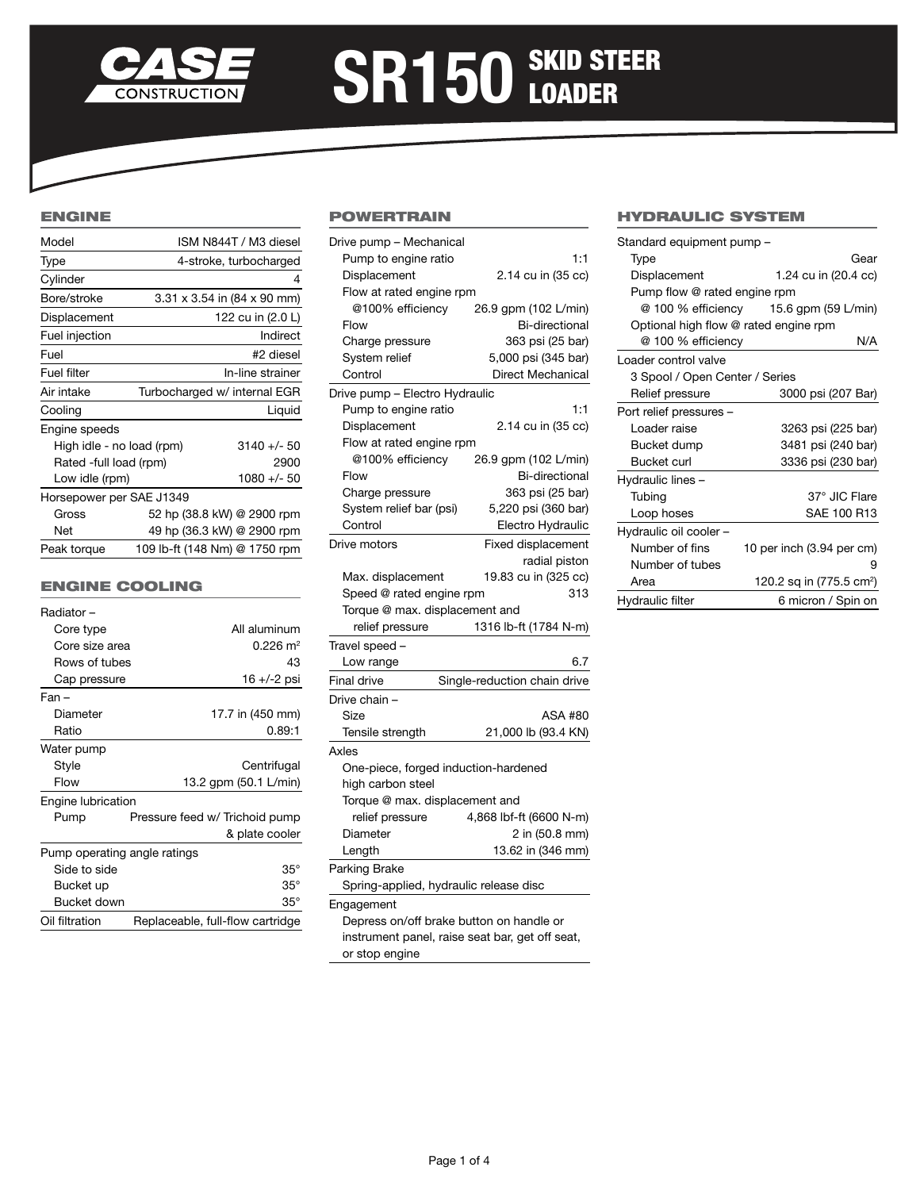# CASE CONSTRUCTION SR150 SKID STEER LOADER

## ENGINE

| | |
|---|---|
| Model | ISM N844T / M3 diesel |
| Type | 4-stroke, turbocharged |
| Cylinder | 4 |
| Bore/stroke | 3.31 x 3.54 in (84 x 90 mm) |
| Displacement | 122 cu in (2.0 L) |
| Fuel injection | Indirect |
| Fuel | #2 diesel |
| Fuel filter | In-line strainer |
| Air intake | Turbocharged w/ internal EGR |
| Cooling | Liquid |
| Engine speeds | |
| High idle - no load (rpm) | 3140 +/- 50 |
| Rated -full load (rpm) | 2900 |
| Low idle (rpm) | 1080 +/- 50 |
| Horsepower per SAE J1349 | |
| Gross | 52 hp (38.8 kW) @ 2900 rpm |
| Net | 49 hp (36.3 kW) @ 2900 rpm |
| Peak torque | 109 lb-ft (148 Nm) @ 1750 rpm |

## ENGINE COOLING

| | |
|---|---|
| Radiator – | |
| Core type | All aluminum |
| Core size area | 0.226 m² |
| Rows of tubes | 43 |
| Cap pressure | 16 +/-2 psi |
| Fan – | |
| Diameter | 17.7 in (450 mm) |
| Ratio | 0.89:1 |
| Water pump | |
| Style | Centrifugal |
| Flow | 13.2 gpm (50.1 L/min) |
| Engine lubrication | |
| Pump | Pressure feed w/ Trichoid pump & plate cooler |
| Pump operating angle ratings | |
| Side to side | 35° |
| Bucket up | 35° |
| Bucket down | 35° |
| Oil filtration | Replaceable, full-flow cartridge |

## POWERTRAIN

| | |
|---|---|
| Drive pump – Mechanical | |
| Pump to engine ratio | 1:1 |
| Displacement | 2.14 cu in (35 cc) |
| Flow at rated engine rpm @100% efficiency | 26.9 gpm (102 L/min) |
| Flow | Bi-directional |
| Charge pressure | 363 psi (25 bar) |
| System relief | 5,000 psi (345 bar) |
| Control | Direct Mechanical |
| Drive pump – Electro Hydraulic | |
| Pump to engine ratio | 1:1 |
| Displacement | 2.14 cu in (35 cc) |
| Flow at rated engine rpm @100% efficiency | 26.9 gpm (102 L/min) |
| Flow | Bi-directional |
| Charge pressure | 363 psi (25 bar) |
| System relief bar (psi) | 5,220 psi (360 bar) |
| Control | Electro Hydraulic |
| Drive motors | Fixed displacement radial piston |
| Max. displacement | 19.83 cu in (325 cc) |
| Speed @ rated engine rpm | 313 |
| Torque @ max. displacement and relief pressure | 1316 lb-ft (1784 N-m) |
| Travel speed – | |
| Low range | 6.7 |
| Final drive | Single-reduction chain drive |
| Drive chain – | |
| Size | ASA #80 |
| Tensile strength | 21,000 lb (93.4 KN) |
| Axles | |
| One-piece, forged induction-hardened high carbon steel | |
| Torque @ max. displacement and relief pressure | 4,868 lbf-ft (6600 N-m) |
| Diameter | 2 in (50.8 mm) |
| Length | 13.62 in (346 mm) |
| Parking Brake | |
| Spring-applied, hydraulic release disc | |
| Engagement | |
| Depress on/off brake button on handle or instrument panel, raise seat bar, get off seat, or stop engine | |

## HYDRAULIC SYSTEM

| | |
|---|---|
| Standard equipment pump – | |
| Type | Gear |
| Displacement | 1.24 cu in (20.4 cc) |
| Pump flow @ rated engine rpm @ 100 % efficiency | 15.6 gpm (59 L/min) |
| Optional high flow @ rated engine rpm @ 100 % efficiency | N/A |
| Loader control valve | |
| 3 Spool / Open Center / Series | |
| Relief pressure | 3000 psi (207 Bar) |
| Port relief pressures – | |
| Loader raise | 3263 psi (225 bar) |
| Bucket dump | 3481 psi (240 bar) |
| Bucket curl | 3336 psi (230 bar) |
| Hydraulic lines – | |
| Tubing | 37° JIC Flare |
| Loop hoses | SAE 100 R13 |
| Hydraulic oil cooler – | |
| Number of fins | 10 per inch (3.94 per cm) |
| Number of tubes | 9 |
| Area | 120.2 sq in (775.5 cm²) |
| Hydraulic filter | 6 micron / Spin on |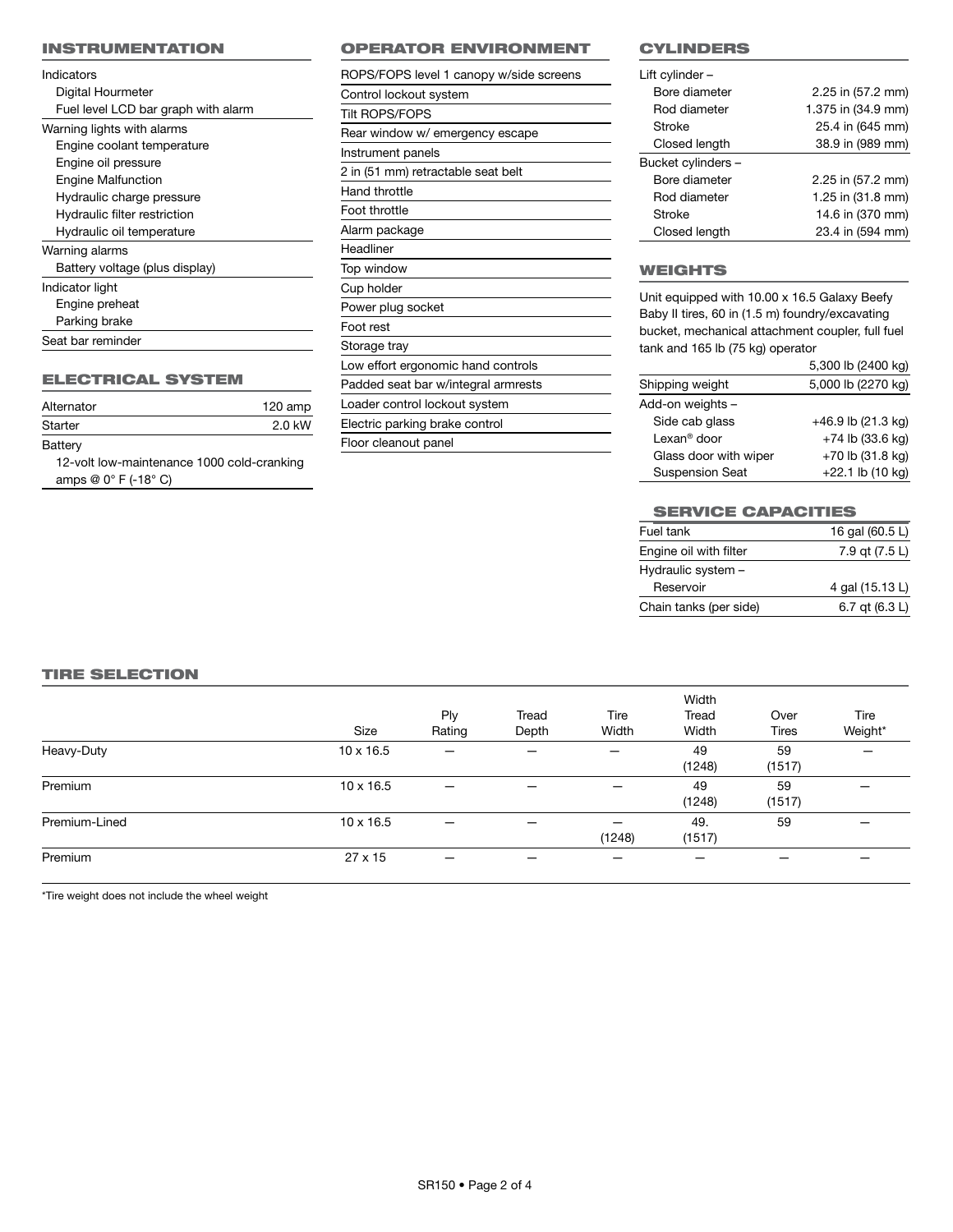## INSTRUMENTATION

Indicators
- Digital Hourmeter
- Fuel level LCD bar graph with alarm

Warning lights with alarms
- Engine coolant temperature
- Engine oil pressure
- Engine Malfunction
- Hydraulic charge pressure
- Hydraulic filter restriction
- Hydraulic oil temperature

Warning alarms
- Battery voltage (plus display)

Indicator light
- Engine preheat
- Parking brake

Seat bar reminder

## ELECTRICAL SYSTEM

| | |
|---|---|
| Alternator | 120 amp |
| Starter | 2.0 kW |
| Battery | |
| 12-volt low-maintenance 1000 cold-cranking amps @ 0° F (-18° C) | |

## OPERATOR ENVIRONMENT

- ROPS/FOPS level 1 canopy w/side screens
- Control lockout system
- Tilt ROPS/FOPS
- Rear window w/ emergency escape
- Instrument panels
- 2 in (51 mm) retractable seat belt
- Hand throttle
- Foot throttle
- Alarm package
- Headliner
- Top window
- Cup holder
- Power plug socket
- Foot rest
- Storage tray
- Low effort ergonomic hand controls
- Padded seat bar w/integral armrests
- Loader control lockout system
- Electric parking brake control
- Floor cleanout panel

## CYLINDERS

| | |
|---|---|
| Lift cylinder – | |
| Bore diameter | 2.25 in (57.2 mm) |
| Rod diameter | 1.375 in (34.9 mm) |
| Stroke | 25.4 in (645 mm) |
| Closed length | 38.9 in (989 mm) |
| Bucket cylinders – | |
| Bore diameter | 2.25 in (57.2 mm) |
| Rod diameter | 1.25 in (31.8 mm) |
| Stroke | 14.6 in (370 mm) |
| Closed length | 23.4 in (594 mm) |

## WEIGHTS

| | |
|---|---|
| Unit equipped with 10.00 x 16.5 Galaxy Beefy Baby II tires, 60 in (1.5 m) foundry/excavating bucket, mechanical attachment coupler, full fuel tank and 165 lb (75 kg) operator | 5,300 lb (2400 kg) |
| Shipping weight | 5,000 lb (2270 kg) |
| Add-on weights – | |
| Side cab glass | +46.9 lb (21.3 kg) |
| Lexan® door | +74 lb (33.6 kg) |
| Glass door with wiper | +70 lb (31.8 kg) |
| Suspension Seat | +22.1 lb (10 kg) |

## SERVICE CAPACITIES

| | |
|---|---|
| Fuel tank | 16 gal (60.5 L) |
| Engine oil with filter | 7.9 qt (7.5 L) |
| Hydraulic system – | |
| Reservoir | 4 gal (15.13 L) |
| Chain tanks (per side) | 6.7 qt (6.3 L) |

## TIRE SELECTION

| | Size | Ply Rating | Tread Depth | Tire Width | Width Tread Width | Over Tires | Tire Weight* |
|---|---|---|---|---|---|---|---|
| Heavy-Duty | 10 x 16.5 | — | — | — | 49 (1248) | 59 (1517) | — |
| Premium | 10 x 16.5 | — | — | — | 49 (1248) | 59 (1517) | — |
| Premium-Lined | 10 x 16.5 | — | — | — (1248) | 49. (1517) | 59 | — |
| Premium | 27 x 15 | — | — | — | — | — | — |

*Tire weight does not include the wheel weight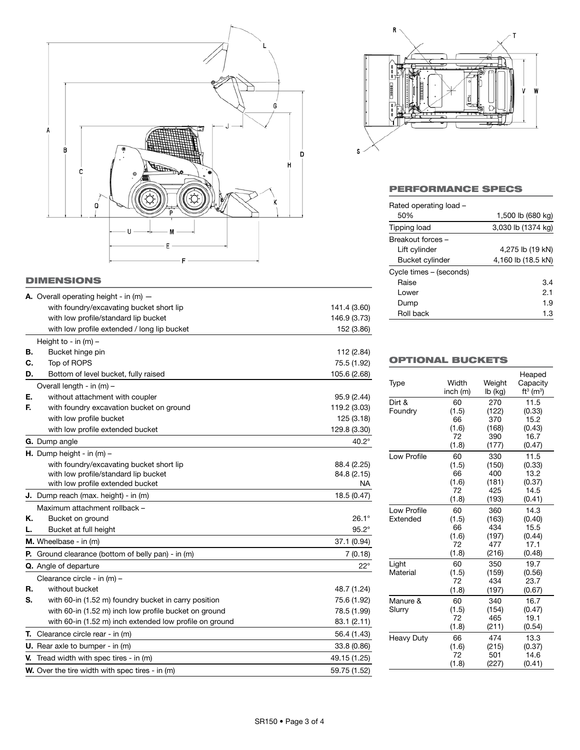## DIMENSIONS

| | | |
|---|---|---|
| **A.** | Overall operating height - in (m) — | |
| | with foundry/excavating bucket short lip | 141.4 (3.60) |
| | with low profile/standard lip bucket | 146.9 (3.73) |
| | with low profile extended / long lip bucket | 152 (3.86) |
| | Height to - in (m) – | |
| **B.** | Bucket hinge pin | 112 (2.84) |
| **C.** | Top of ROPS | 75.5 (1.92) |
| **D.** | Bottom of level bucket, fully raised | 105.6 (2.68) |
| | Overall length - in (m) – | |
| **E.** | without attachment with coupler | 95.9 (2.44) |
| **F.** | with foundry excavation bucket on ground | 119.2 (3.03) |
| | with low profile bucket | 125 (3.18) |
| | with low profile extended bucket | 129.8 (3.30) |
| **G.** | Dump angle | 40.2° |
| **H.** | Dump height - in (m) – | |
| | with foundry/excavating bucket short lip | 88.4 (2.25) |
| | with low profile/standard lip bucket | 84.8 (2.15) |
| | with low profile extended bucket | NA |
| **J.** | Dump reach (max. height) - in (m) | 18.5 (0.47) |
| | Maximum attachment rollback – | |
| **K.** | Bucket on ground | 26.1° |
| **L.** | Bucket at full height | 95.2° |
| **M.** | Wheelbase - in (m) | 37.1 (0.94) |
| **P.** | Ground clearance (bottom of belly pan) - in (m) | 7 (0.18) |
| **Q.** | Angle of departure | 22° |
| | Clearance circle - in (m) – | |
| **R.** | without bucket | 48.7 (1.24) |
| **S.** | with 60-in (1.52 m) foundry bucket in carry position | 75.6 (1.92) |
| | with 60-in (1.52 m) inch low profile bucket on ground | 78.5 (1.99) |
| | with 60-in (1.52 m) inch extended low profile on ground | 83.1 (2.11) |
| **T.** | Clearance circle rear - in (m) | 56.4 (1.43) |
| **U.** | Rear axle to bumper - in (m) | 33.8 (0.86) |
| **V.** | Tread width with spec tires - in (m) | 49.15 (1.25) |
| **W.** | Over the tire width with spec tires - in (m) | 59.75 (1.52) |

## PERFORMANCE SPECS

| | |
|---|---|
| Rated operating load – 50% | 1,500 lb (680 kg) |
| Tipping load | 3,030 lb (1374 kg) |
| Breakout forces – | |
| Lift cylinder | 4,275 lb (19 kN) |
| Bucket cylinder | 4,160 lb (18.5 kN) |
| Cycle times – (seconds) | |
| Raise | 3.4 |
| Lower | 2.1 |
| Dump | 1.9 |
| Roll back | 1.3 |

## OPTIONAL BUCKETS

| Type | Width inch (m) | Weight lb (kg) | Heaped Capacity $ft^3$ ($m^3$) |
|---|---|---|---|
| Dirt & Foundry | 60 (1.5) | 270 (122) | 11.5 (0.33) |
| | 66 (1.6) | 370 (168) | 15.2 (0.43) |
| | 72 (1.8) | 390 (177) | 16.7 (0.47) |
| Low Profile | 60 (1.5) | 330 (150) | 11.5 (0.33) |
| | 66 (1.6) | 400 (181) | 13.2 (0.37) |
| | 72 (1.8) | 425 (193) | 14.5 (0.41) |
| Low Profile Extended | 60 (1.5) | 360 (163) | 14.3 (0.40) |
| | 66 (1.6) | 434 (197) | 15.5 (0.44) |
| | 72 (1.8) | 477 (216) | 17.1 (0.48) |
| Light Material | 60 (1.5) | 350 (159) | 19.7 (0.56) |
| | 72 (1.8) | 434 (197) | 23.7 (0.67) |
| Manure & Slurry | 60 (1.5) | 340 (154) | 16.7 (0.47) |
| | 72 (1.8) | 465 (211) | 19.1 (0.54) |
| Heavy Duty | 66 (1.6) | 474 (215) | 13.3 (0.37) |
| | 72 (1.8) | 501 (227) | 14.6 (0.41) |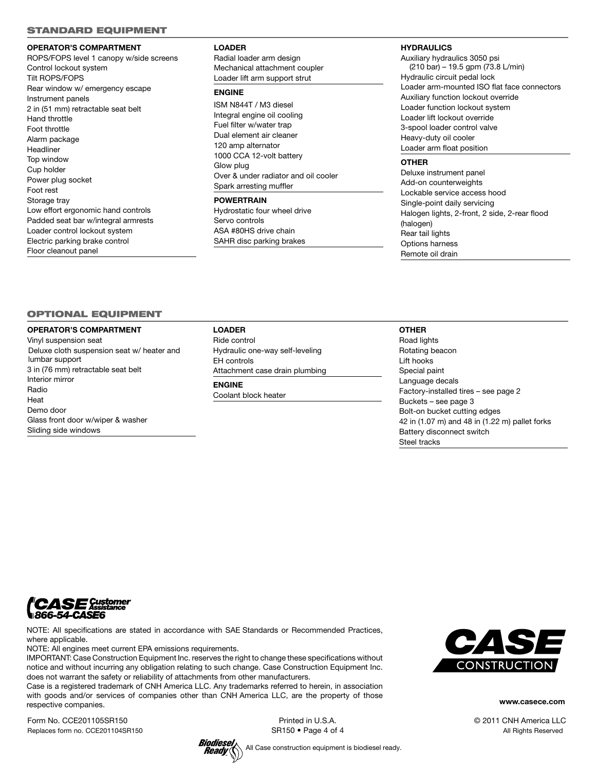## STANDARD EQUIPMENT

### OPERATOR'S COMPARTMENT

ROPS/FOPS level 1 canopy w/side screens
Control lockout system
Tilt ROPS/FOPS
Rear window w/ emergency escape
Instrument panels
2 in (51 mm) retractable seat belt
Hand throttle
Foot throttle
Alarm package
Headliner
Top window
Cup holder
Power plug socket
Foot rest
Storage tray
Low effort ergonomic hand controls
Padded seat bar w/integral armrests
Loader control lockout system
Electric parking brake control
Floor cleanout panel

### LOADER

Radial loader arm design
Mechanical attachment coupler
Loader lift arm support strut

### ENGINE

ISM N844T / M3 diesel
Integral engine oil cooling
Fuel filter w/water trap
Dual element air cleaner
120 amp alternator
1000 CCA 12-volt battery
Glow plug
Over & under radiator and oil cooler
Spark arresting muffler

### POWERTRAIN

Hydrostatic four wheel drive
Servo controls
ASA #80HS drive chain
SAHR disc parking brakes

### HYDRAULICS

Auxiliary hydraulics 3050 psi (210 bar) – 19.5 gpm (73.8 L/min)
Hydraulic circuit pedal lock
Loader arm-mounted ISO flat face connectors
Auxiliary function lockout override
Loader function lockout system
Loader lift lockout override
3-spool loader control valve
Heavy-duty oil cooler
Loader arm float position

### OTHER

Deluxe instrument panel
Add-on counterweights
Lockable service access hood
Single-point daily servicing
Halogen lights, 2-front, 2 side, 2-rear flood (halogen)
Rear tail lights
Options harness
Remote oil drain

## OPTIONAL EQUIPMENT

### OPERATOR'S COMPARTMENT

Vinyl suspension seat
Deluxe cloth suspension seat w/ heater and lumbar support
3 in (76 mm) retractable seat belt
Interior mirror
Radio
Heat
Demo door
Glass front door w/wiper & washer
Sliding side windows

### LOADER

Ride control
Hydraulic one-way self-leveling
EH controls
Attachment case drain plumbing

### ENGINE

Coolant block heater

### OTHER

Road lights
Rotating beacon
Lift hooks
Special paint
Language decals
Factory-installed tires – see page 2
Buckets – see page 3
Bolt-on bucket cutting edges
42 in (1.07 m) and 48 in (1.22 m) pallet forks
Battery disconnect switch
Steel tracks

CASE Customer Assistance 866-54-CASE6

NOTE: All specifications are stated in accordance with SAE Standards or Recommended Practices, where applicable.
NOTE: All engines meet current EPA emissions requirements.
IMPORTANT: Case Construction Equipment Inc. reserves the right to change these specifications without notice and without incurring any obligation relating to such change. Case Construction Equipment Inc. does not warrant the safety or reliability of attachments from other manufacturers.
Case is a registered trademark of CNH America LLC. Any trademarks referred to herein, in association with goods and/or services of companies other than CNH America LLC, are the property of those respective companies.

CASE CONSTRUCTION

www.casece.com

Form No. CCE201105SR150
Replaces form no. CCE201104SR150

Printed in U.S.A.

© 2011 CNH America LLC
All Rights Reserved

Biodiesel Ready — All Case construction equipment is biodiesel ready.